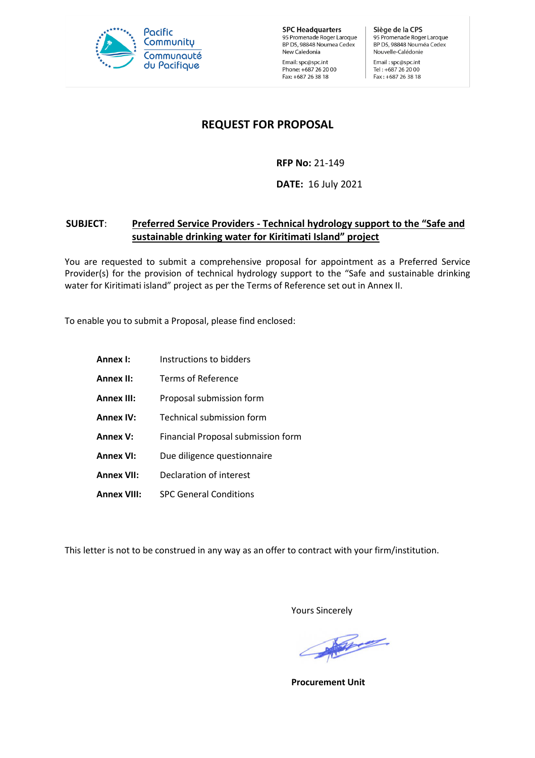Pacific Community
Communauté du Pacifique

**SPC Headquarters**
95 Promenade Roger Laroque
BP D5, 98848 Noumea Cedex
New Caledonia
Email: spc@spc.int
Phone: +687 26 20 00
Fax: +687 26 38 18

**Siège de la CPS**
95 Promenade Roger Laroque
BP D5, 98848 Nouméa Cedex
Nouvelle-Calédonie
Email : spc@spc.int
Tel : +687 26 20 00
Fax : +687 26 38 18

# REQUEST FOR PROPOSAL

**RFP No:** 21-149

**DATE:** 16 July 2021

**SUBJECT**: **Preferred Service Providers - Technical hydrology support to the "Safe and sustainable drinking water for Kiritimati Island" project**

You are requested to submit a comprehensive proposal for appointment as a Preferred Service Provider(s) for the provision of technical hydrology support to the "Safe and sustainable drinking water for Kiritimati island" project as per the Terms of Reference set out in Annex II.

To enable you to submit a Proposal, please find enclosed:

| | |
|---|---|
| **Annex I:** | Instructions to bidders |
| **Annex II:** | Terms of Reference |
| **Annex III:** | Proposal submission form |
| **Annex IV:** | Technical submission form |
| **Annex V:** | Financial Proposal submission form |
| **Annex VI:** | Due diligence questionnaire |
| **Annex VII:** | Declaration of interest |
| **Annex VIII:** | SPC General Conditions |

This letter is not to be construed in any way as an offer to contract with your firm/institution.

Yours Sincerely

**Procurement Unit**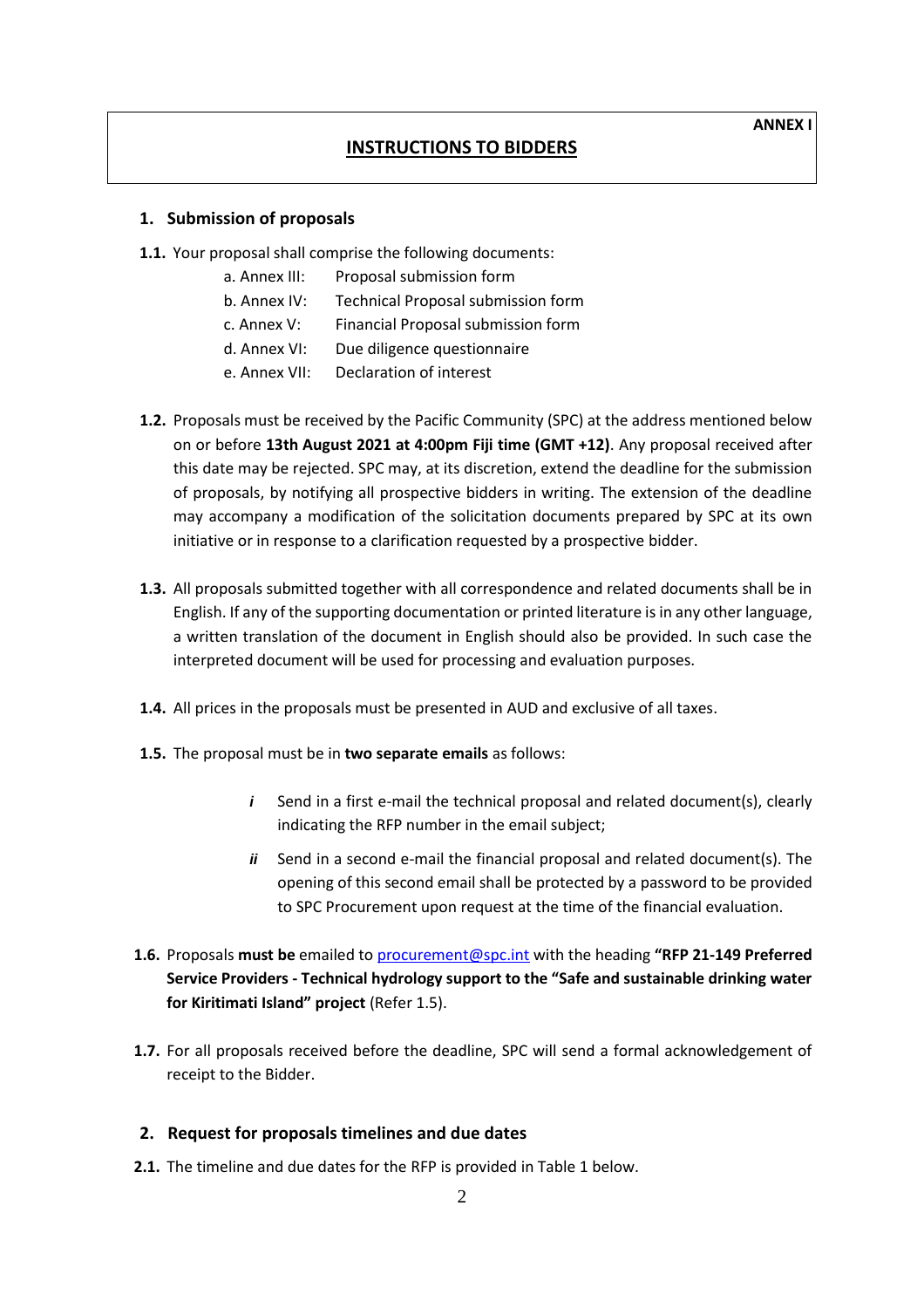**ANNEX I**

# INSTRUCTIONS TO BIDDERS

## 1. Submission of proposals

**1.1.** Your proposal shall comprise the following documents:

- a. Annex III: Proposal submission form
- b. Annex IV: Technical Proposal submission form
- c. Annex V: Financial Proposal submission form
- d. Annex VI: Due diligence questionnaire
- e. Annex VII: Declaration of interest

**1.2.** Proposals must be received by the Pacific Community (SPC) at the address mentioned below on or before **13th August 2021 at 4:00pm Fiji time (GMT +12)**. Any proposal received after this date may be rejected. SPC may, at its discretion, extend the deadline for the submission of proposals, by notifying all prospective bidders in writing. The extension of the deadline may accompany a modification of the solicitation documents prepared by SPC at its own initiative or in response to a clarification requested by a prospective bidder.

**1.3.** All proposals submitted together with all correspondence and related documents shall be in English. If any of the supporting documentation or printed literature is in any other language, a written translation of the document in English should also be provided. In such case the interpreted document will be used for processing and evaluation purposes.

**1.4.** All prices in the proposals must be presented in AUD and exclusive of all taxes.

**1.5.** The proposal must be in **two separate emails** as follows:

- ***i*** Send in a first e-mail the technical proposal and related document(s), clearly indicating the RFP number in the email subject;
- ***ii*** Send in a second e-mail the financial proposal and related document(s). The opening of this second email shall be protected by a password to be provided to SPC Procurement upon request at the time of the financial evaluation.

**1.6.** Proposals **must be** emailed to procurement@spc.int with the heading **"RFP 21-149 Preferred Service Providers - Technical hydrology support to the "Safe and sustainable drinking water for Kiritimati Island" project** (Refer 1.5).

**1.7.** For all proposals received before the deadline, SPC will send a formal acknowledgement of receipt to the Bidder.

## 2. Request for proposals timelines and due dates

**2.1.** The timeline and due dates for the RFP is provided in Table 1 below.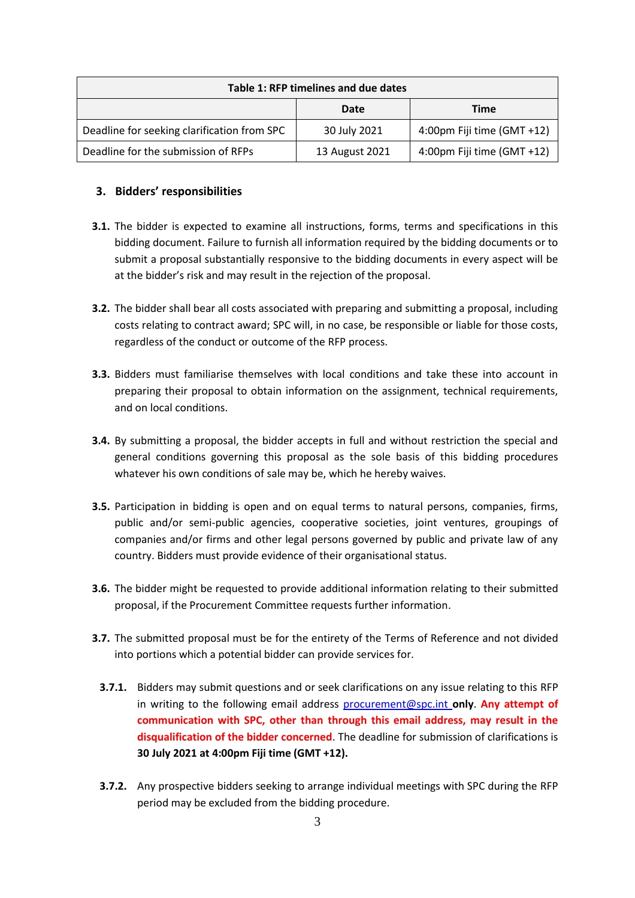| Table 1: RFP timelines and due dates | | |
|---|---|---|
| | **Date** | **Time** |
| Deadline for seeking clarification from SPC | 30 July 2021 | 4:00pm Fiji time (GMT +12) |
| Deadline for the submission of RFPs | 13 August 2021 | 4:00pm Fiji time (GMT +12) |

## 3. Bidders' responsibilities

**3.1.** The bidder is expected to examine all instructions, forms, terms and specifications in this bidding document. Failure to furnish all information required by the bidding documents or to submit a proposal substantially responsive to the bidding documents in every aspect will be at the bidder's risk and may result in the rejection of the proposal.

**3.2.** The bidder shall bear all costs associated with preparing and submitting a proposal, including costs relating to contract award; SPC will, in no case, be responsible or liable for those costs, regardless of the conduct or outcome of the RFP process.

**3.3.** Bidders must familiarise themselves with local conditions and take these into account in preparing their proposal to obtain information on the assignment, technical requirements, and on local conditions.

**3.4.** By submitting a proposal, the bidder accepts in full and without restriction the special and general conditions governing this proposal as the sole basis of this bidding procedures whatever his own conditions of sale may be, which he hereby waives.

**3.5.** Participation in bidding is open and on equal terms to natural persons, companies, firms, public and/or semi-public agencies, cooperative societies, joint ventures, groupings of companies and/or firms and other legal persons governed by public and private law of any country. Bidders must provide evidence of their organisational status.

**3.6.** The bidder might be requested to provide additional information relating to their submitted proposal, if the Procurement Committee requests further information.

**3.7.** The submitted proposal must be for the entirety of the Terms of Reference and not divided into portions which a potential bidder can provide services for.

**3.7.1.** Bidders may submit questions and or seek clarifications on any issue relating to this RFP in writing to the following email address procurement@spc.int **only**. **Any attempt of communication with SPC, other than through this email address, may result in the disqualification of the bidder concerned**. The deadline for submission of clarifications is **30 July 2021 at 4:00pm Fiji time (GMT +12).**

**3.7.2.** Any prospective bidders seeking to arrange individual meetings with SPC during the RFP period may be excluded from the bidding procedure.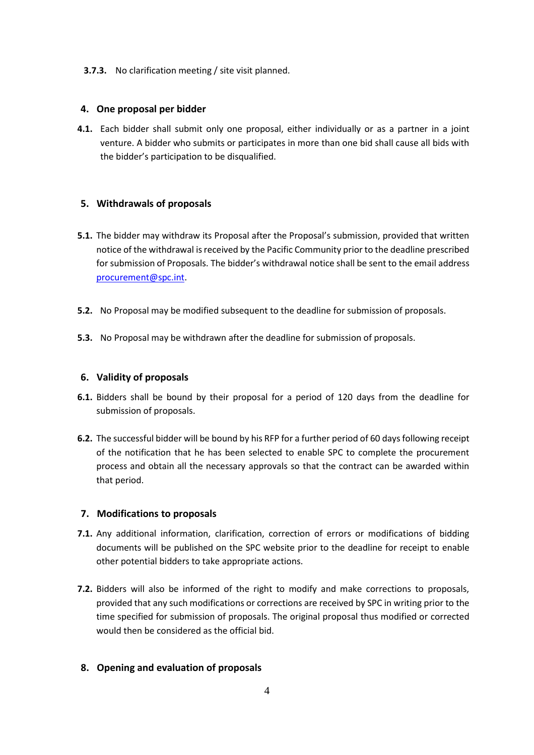**3.7.3.** No clarification meeting / site visit planned.

## 4. One proposal per bidder

**4.1.** Each bidder shall submit only one proposal, either individually or as a partner in a joint venture. A bidder who submits or participates in more than one bid shall cause all bids with the bidder's participation to be disqualified.

## 5. Withdrawals of proposals

**5.1.** The bidder may withdraw its Proposal after the Proposal's submission, provided that written notice of the withdrawal is received by the Pacific Community prior to the deadline prescribed for submission of Proposals. The bidder's withdrawal notice shall be sent to the email address procurement@spc.int.

**5.2.** No Proposal may be modified subsequent to the deadline for submission of proposals.

**5.3.** No Proposal may be withdrawn after the deadline for submission of proposals.

## 6. Validity of proposals

**6.1.** Bidders shall be bound by their proposal for a period of 120 days from the deadline for submission of proposals.

**6.2.** The successful bidder will be bound by his RFP for a further period of 60 days following receipt of the notification that he has been selected to enable SPC to complete the procurement process and obtain all the necessary approvals so that the contract can be awarded within that period.

## 7. Modifications to proposals

**7.1.** Any additional information, clarification, correction of errors or modifications of bidding documents will be published on the SPC website prior to the deadline for receipt to enable other potential bidders to take appropriate actions.

**7.2.** Bidders will also be informed of the right to modify and make corrections to proposals, provided that any such modifications or corrections are received by SPC in writing prior to the time specified for submission of proposals. The original proposal thus modified or corrected would then be considered as the official bid.

## 8. Opening and evaluation of proposals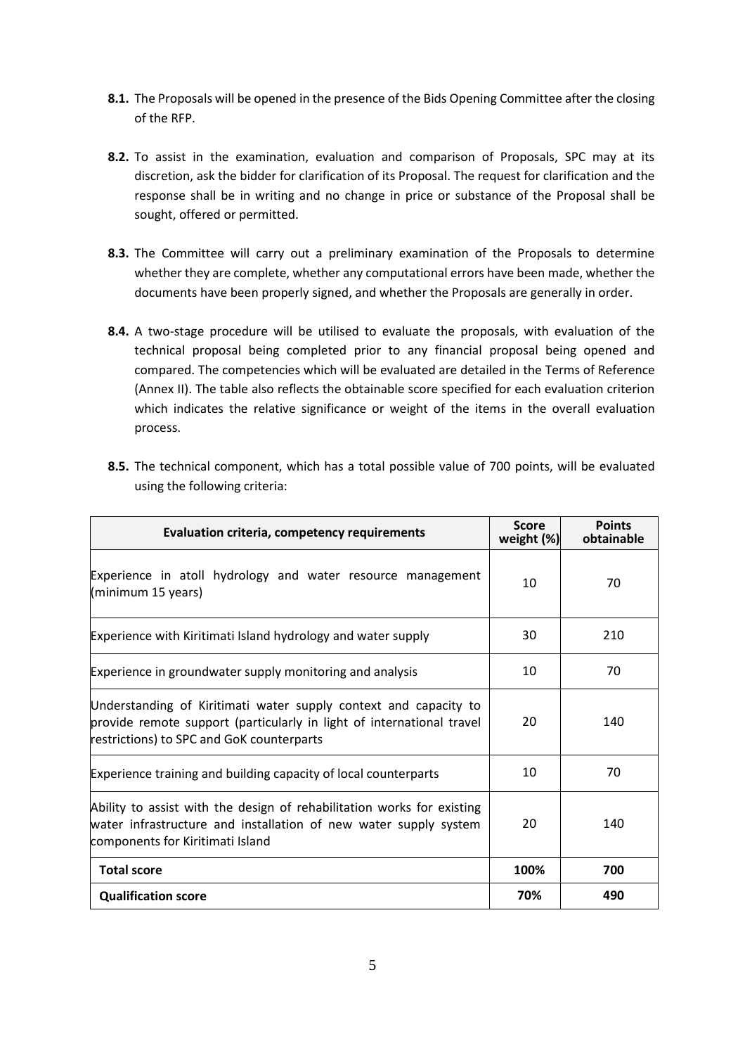**8.1.** The Proposals will be opened in the presence of the Bids Opening Committee after the closing of the RFP.

**8.2.** To assist in the examination, evaluation and comparison of Proposals, SPC may at its discretion, ask the bidder for clarification of its Proposal. The request for clarification and the response shall be in writing and no change in price or substance of the Proposal shall be sought, offered or permitted.

**8.3.** The Committee will carry out a preliminary examination of the Proposals to determine whether they are complete, whether any computational errors have been made, whether the documents have been properly signed, and whether the Proposals are generally in order.

**8.4.** A two-stage procedure will be utilised to evaluate the proposals, with evaluation of the technical proposal being completed prior to any financial proposal being opened and compared. The competencies which will be evaluated are detailed in the Terms of Reference (Annex II). The table also reflects the obtainable score specified for each evaluation criterion which indicates the relative significance or weight of the items in the overall evaluation process.

**8.5.** The technical component, which has a total possible value of 700 points, will be evaluated using the following criteria:

| Evaluation criteria, competency requirements | Score weight (%) | Points obtainable |
|---|---|---|
| Experience in atoll hydrology and water resource management (minimum 15 years) | 10 | 70 |
| Experience with Kiritimati Island hydrology and water supply | 30 | 210 |
| Experience in groundwater supply monitoring and analysis | 10 | 70 |
| Understanding of Kiritimati water supply context and capacity to provide remote support (particularly in light of international travel restrictions) to SPC and GoK counterparts | 20 | 140 |
| Experience training and building capacity of local counterparts | 10 | 70 |
| Ability to assist with the design of rehabilitation works for existing water infrastructure and installation of new water supply system components for Kiritimati Island | 20 | 140 |
| **Total score** | **100%** | **700** |
| **Qualification score** | **70%** | **490** |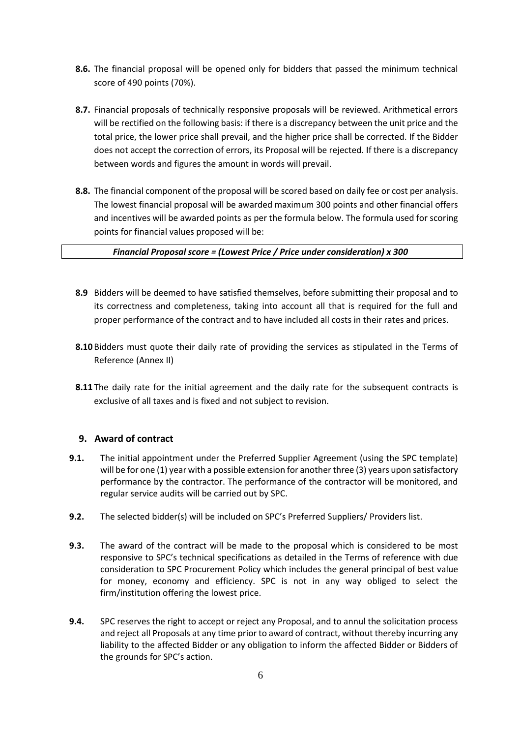**8.6.** The financial proposal will be opened only for bidders that passed the minimum technical score of 490 points (70%).

**8.7.** Financial proposals of technically responsive proposals will be reviewed. Arithmetical errors will be rectified on the following basis: if there is a discrepancy between the unit price and the total price, the lower price shall prevail, and the higher price shall be corrected. If the Bidder does not accept the correction of errors, its Proposal will be rejected. If there is a discrepancy between words and figures the amount in words will prevail.

**8.8.** The financial component of the proposal will be scored based on daily fee or cost per analysis. The lowest financial proposal will be awarded maximum 300 points and other financial offers and incentives will be awarded points as per the formula below. The formula used for scoring points for financial values proposed will be:

***Financial Proposal score = (Lowest Price / Price under consideration) x 300***

**8.9** Bidders will be deemed to have satisfied themselves, before submitting their proposal and to its correctness and completeness, taking into account all that is required for the full and proper performance of the contract and to have included all costs in their rates and prices.

**8.10** Bidders must quote their daily rate of providing the services as stipulated in the Terms of Reference (Annex II)

**8.11** The daily rate for the initial agreement and the daily rate for the subsequent contracts is exclusive of all taxes and is fixed and not subject to revision.

## 9. Award of contract

**9.1.** The initial appointment under the Preferred Supplier Agreement (using the SPC template) will be for one (1) year with a possible extension for another three (3) years upon satisfactory performance by the contractor. The performance of the contractor will be monitored, and regular service audits will be carried out by SPC.

**9.2.** The selected bidder(s) will be included on SPC's Preferred Suppliers/ Providers list.

**9.3.** The award of the contract will be made to the proposal which is considered to be most responsive to SPC's technical specifications as detailed in the Terms of reference with due consideration to SPC Procurement Policy which includes the general principal of best value for money, economy and efficiency. SPC is not in any way obliged to select the firm/institution offering the lowest price.

**9.4.** SPC reserves the right to accept or reject any Proposal, and to annul the solicitation process and reject all Proposals at any time prior to award of contract, without thereby incurring any liability to the affected Bidder or any obligation to inform the affected Bidder or Bidders of the grounds for SPC's action.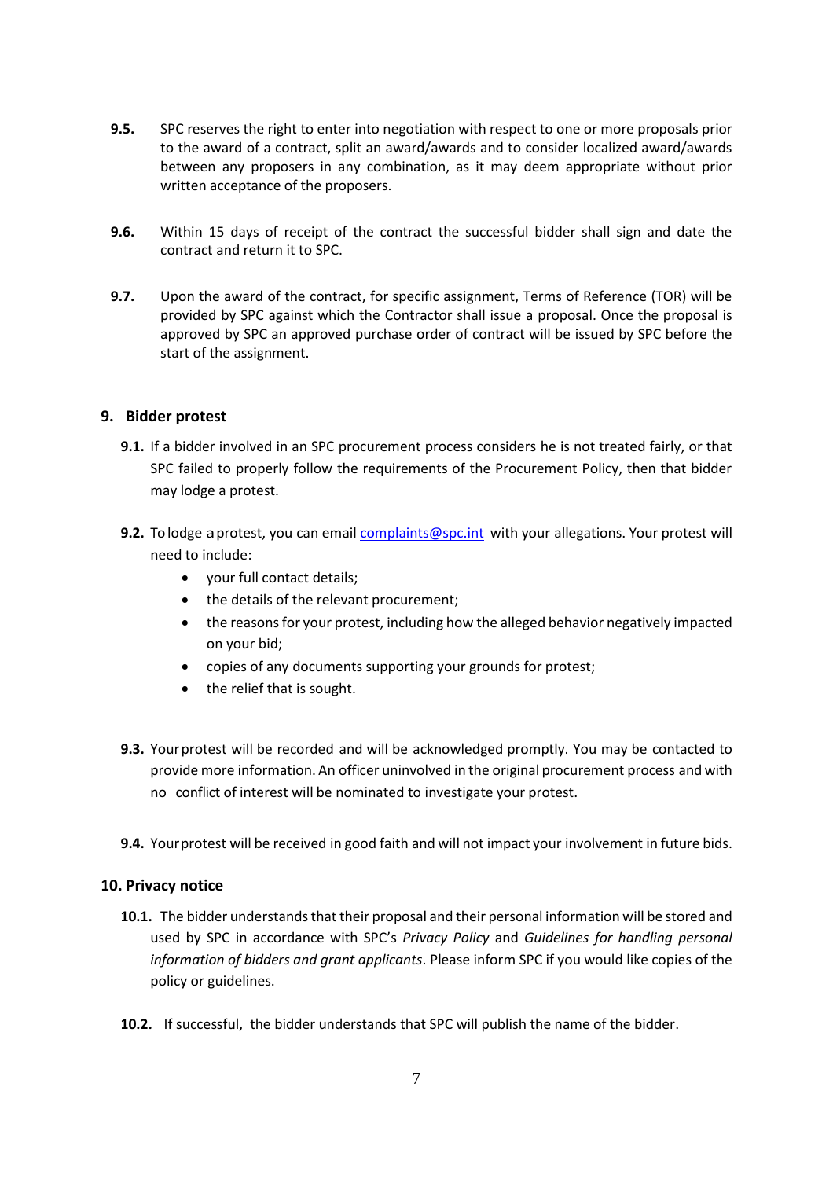**9.5.** SPC reserves the right to enter into negotiation with respect to one or more proposals prior to the award of a contract, split an award/awards and to consider localized award/awards between any proposers in any combination, as it may deem appropriate without prior written acceptance of the proposers.

**9.6.** Within 15 days of receipt of the contract the successful bidder shall sign and date the contract and return it to SPC.

**9.7.** Upon the award of the contract, for specific assignment, Terms of Reference (TOR) will be provided by SPC against which the Contractor shall issue a proposal. Once the proposal is approved by SPC an approved purchase order of contract will be issued by SPC before the start of the assignment.

## 9. Bidder protest

**9.1.** If a bidder involved in an SPC procurement process considers he is not treated fairly, or that SPC failed to properly follow the requirements of the Procurement Policy, then that bidder may lodge a protest.

**9.2.** To lodge a protest, you can email complaints@spc.int with your allegations. Your protest will need to include:

- your full contact details;
- the details of the relevant procurement;
- the reasons for your protest, including how the alleged behavior negatively impacted on your bid;
- copies of any documents supporting your grounds for protest;
- the relief that is sought.

**9.3.** Your protest will be recorded and will be acknowledged promptly. You may be contacted to provide more information. An officer uninvolved in the original procurement process and with no conflict of interest will be nominated to investigate your protest.

**9.4.** Your protest will be received in good faith and will not impact your involvement in future bids.

## 10. Privacy notice

**10.1.** The bidder understands that their proposal and their personal information will be stored and used by SPC in accordance with SPC's *Privacy Policy* and *Guidelines for handling personal information of bidders and grant applicants*. Please inform SPC if you would like copies of the policy or guidelines.

**10.2.** If successful, the bidder understands that SPC will publish the name of the bidder.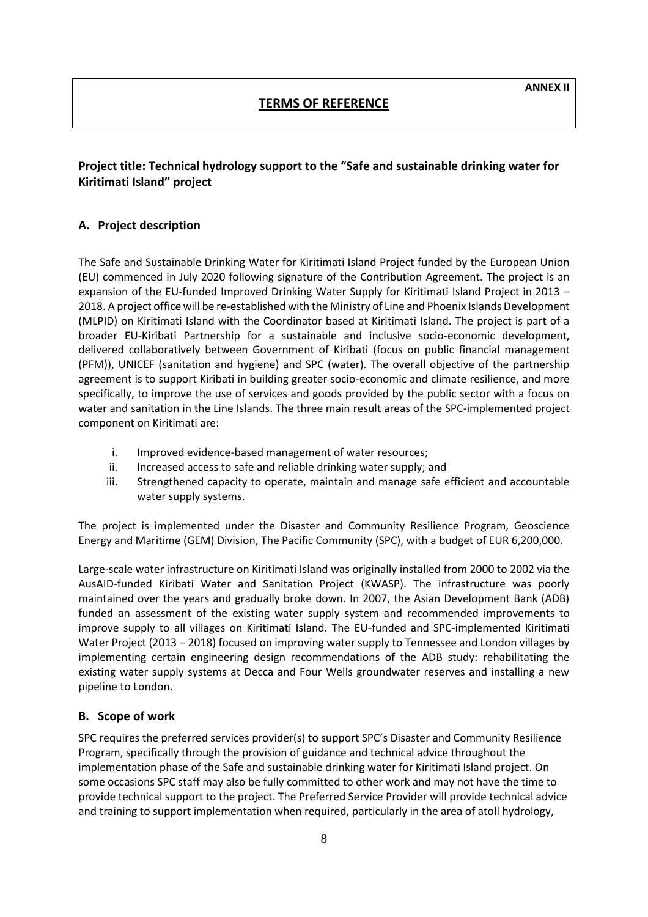**ANNEX II**

# TERMS OF REFERENCE

### Project title: Technical hydrology support to the "Safe and sustainable drinking water for Kiritimati Island" project

## A. Project description

The Safe and Sustainable Drinking Water for Kiritimati Island Project funded by the European Union (EU) commenced in July 2020 following signature of the Contribution Agreement. The project is an expansion of the EU-funded Improved Drinking Water Supply for Kiritimati Island Project in 2013 – 2018. A project office will be re-established with the Ministry of Line and Phoenix Islands Development (MLPID) on Kiritimati Island with the Coordinator based at Kiritimati Island. The project is part of a broader EU-Kiribati Partnership for a sustainable and inclusive socio-economic development, delivered collaboratively between Government of Kiribati (focus on public financial management (PFM)), UNICEF (sanitation and hygiene) and SPC (water). The overall objective of the partnership agreement is to support Kiribati in building greater socio-economic and climate resilience, and more specifically, to improve the use of services and goods provided by the public sector with a focus on water and sanitation in the Line Islands. The three main result areas of the SPC-implemented project component on Kiritimati are:

i. Improved evidence-based management of water resources;
ii. Increased access to safe and reliable drinking water supply; and
iii. Strengthened capacity to operate, maintain and manage safe efficient and accountable water supply systems.

The project is implemented under the Disaster and Community Resilience Program, Geoscience Energy and Maritime (GEM) Division, The Pacific Community (SPC), with a budget of EUR 6,200,000.

Large-scale water infrastructure on Kiritimati Island was originally installed from 2000 to 2002 via the AusAID-funded Kiribati Water and Sanitation Project (KWASP). The infrastructure was poorly maintained over the years and gradually broke down. In 2007, the Asian Development Bank (ADB) funded an assessment of the existing water supply system and recommended improvements to improve supply to all villages on Kiritimati Island. The EU-funded and SPC-implemented Kiritimati Water Project (2013 – 2018) focused on improving water supply to Tennessee and London villages by implementing certain engineering design recommendations of the ADB study: rehabilitating the existing water supply systems at Decca and Four Wells groundwater reserves and installing a new pipeline to London.

## B. Scope of work

SPC requires the preferred services provider(s) to support SPC's Disaster and Community Resilience Program, specifically through the provision of guidance and technical advice throughout the implementation phase of the Safe and sustainable drinking water for Kiritimati Island project. On some occasions SPC staff may also be fully committed to other work and may not have the time to provide technical support to the project. The Preferred Service Provider will provide technical advice and training to support implementation when required, particularly in the area of atoll hydrology,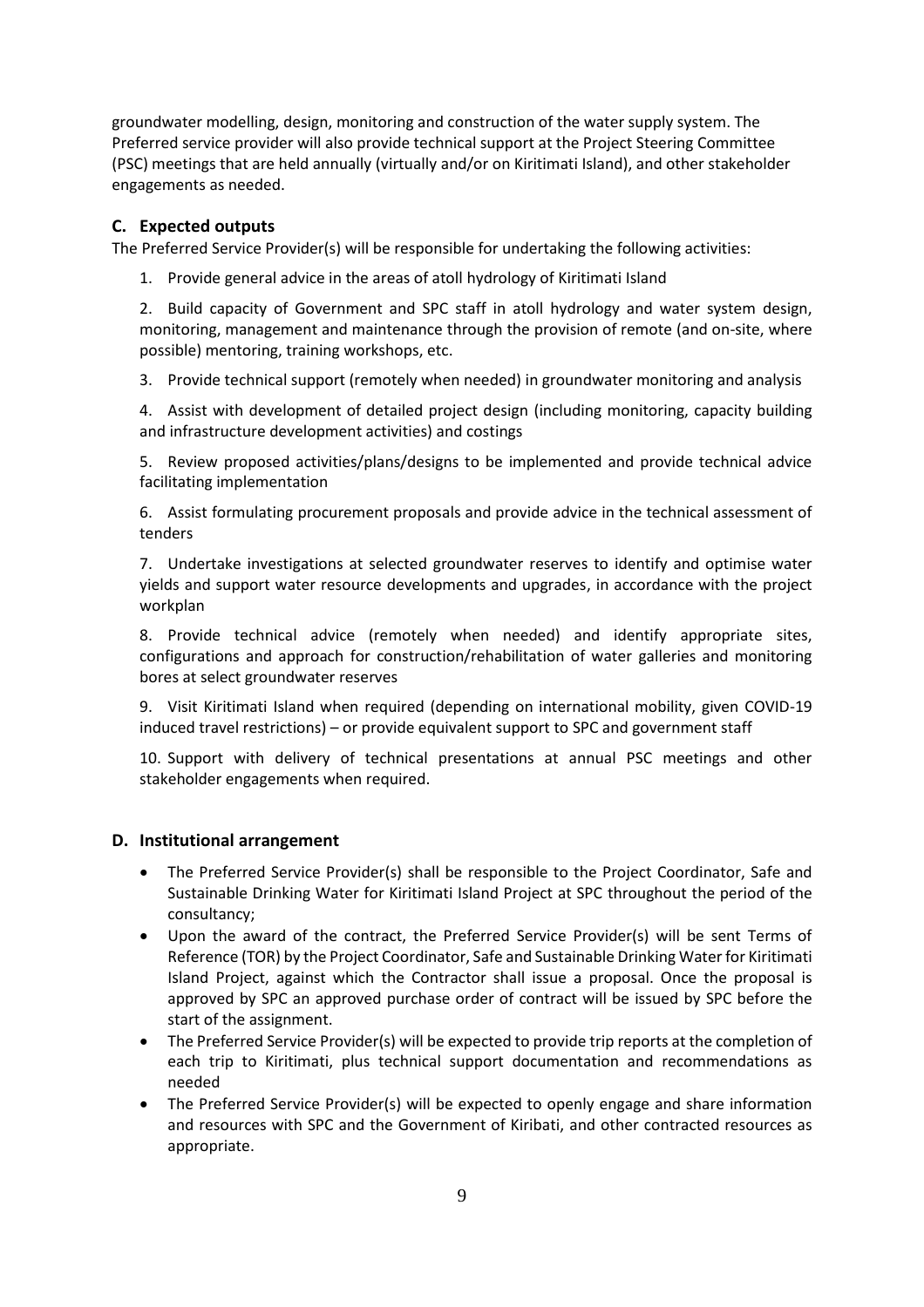groundwater modelling, design, monitoring and construction of the water supply system. The Preferred service provider will also provide technical support at the Project Steering Committee (PSC) meetings that are held annually (virtually and/or on Kiritimati Island), and other stakeholder engagements as needed.

### C. Expected outputs

The Preferred Service Provider(s) will be responsible for undertaking the following activities:

1. Provide general advice in the areas of atoll hydrology of Kiritimati Island
2. Build capacity of Government and SPC staff in atoll hydrology and water system design, monitoring, management and maintenance through the provision of remote (and on-site, where possible) mentoring, training workshops, etc.
3. Provide technical support (remotely when needed) in groundwater monitoring and analysis
4. Assist with development of detailed project design (including monitoring, capacity building and infrastructure development activities) and costings
5. Review proposed activities/plans/designs to be implemented and provide technical advice facilitating implementation
6. Assist formulating procurement proposals and provide advice in the technical assessment of tenders
7. Undertake investigations at selected groundwater reserves to identify and optimise water yields and support water resource developments and upgrades, in accordance with the project workplan
8. Provide technical advice (remotely when needed) and identify appropriate sites, configurations and approach for construction/rehabilitation of water galleries and monitoring bores at select groundwater reserves
9. Visit Kiritimati Island when required (depending on international mobility, given COVID-19 induced travel restrictions) – or provide equivalent support to SPC and government staff
10. Support with delivery of technical presentations at annual PSC meetings and other stakeholder engagements when required.

### D. Institutional arrangement

- The Preferred Service Provider(s) shall be responsible to the Project Coordinator, Safe and Sustainable Drinking Water for Kiritimati Island Project at SPC throughout the period of the consultancy;
- Upon the award of the contract, the Preferred Service Provider(s) will be sent Terms of Reference (TOR) by the Project Coordinator, Safe and Sustainable Drinking Water for Kiritimati Island Project, against which the Contractor shall issue a proposal. Once the proposal is approved by SPC an approved purchase order of contract will be issued by SPC before the start of the assignment.
- The Preferred Service Provider(s) will be expected to provide trip reports at the completion of each trip to Kiritimati, plus technical support documentation and recommendations as needed
- The Preferred Service Provider(s) will be expected to openly engage and share information and resources with SPC and the Government of Kiribati, and other contracted resources as appropriate.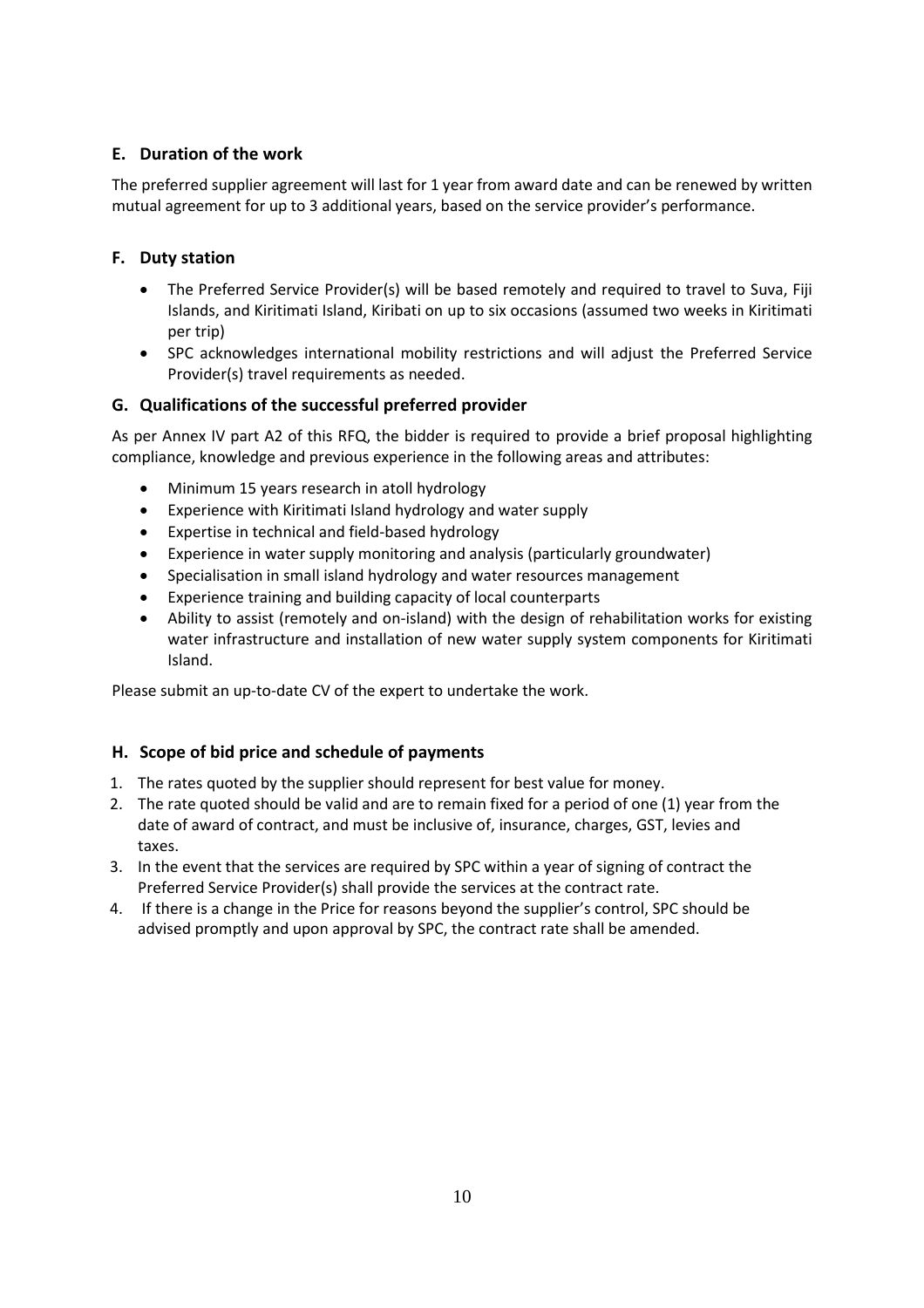### E. Duration of the work

The preferred supplier agreement will last for 1 year from award date and can be renewed by written mutual agreement for up to 3 additional years, based on the service provider's performance.

### F. Duty station

- The Preferred Service Provider(s) will be based remotely and required to travel to Suva, Fiji Islands, and Kiritimati Island, Kiribati on up to six occasions (assumed two weeks in Kiritimati per trip)
- SPC acknowledges international mobility restrictions and will adjust the Preferred Service Provider(s) travel requirements as needed.

### G. Qualifications of the successful preferred provider

As per Annex IV part A2 of this RFQ, the bidder is required to provide a brief proposal highlighting compliance, knowledge and previous experience in the following areas and attributes:

- Minimum 15 years research in atoll hydrology
- Experience with Kiritimati Island hydrology and water supply
- Expertise in technical and field-based hydrology
- Experience in water supply monitoring and analysis (particularly groundwater)
- Specialisation in small island hydrology and water resources management
- Experience training and building capacity of local counterparts
- Ability to assist (remotely and on-island) with the design of rehabilitation works for existing water infrastructure and installation of new water supply system components for Kiritimati Island.

Please submit an up-to-date CV of the expert to undertake the work.

### H. Scope of bid price and schedule of payments

1. The rates quoted by the supplier should represent for best value for money.
2. The rate quoted should be valid and are to remain fixed for a period of one (1) year from the date of award of contract, and must be inclusive of, insurance, charges, GST, levies and taxes.
3. In the event that the services are required by SPC within a year of signing of contract the Preferred Service Provider(s) shall provide the services at the contract rate.
4. If there is a change in the Price for reasons beyond the supplier's control, SPC should be advised promptly and upon approval by SPC, the contract rate shall be amended.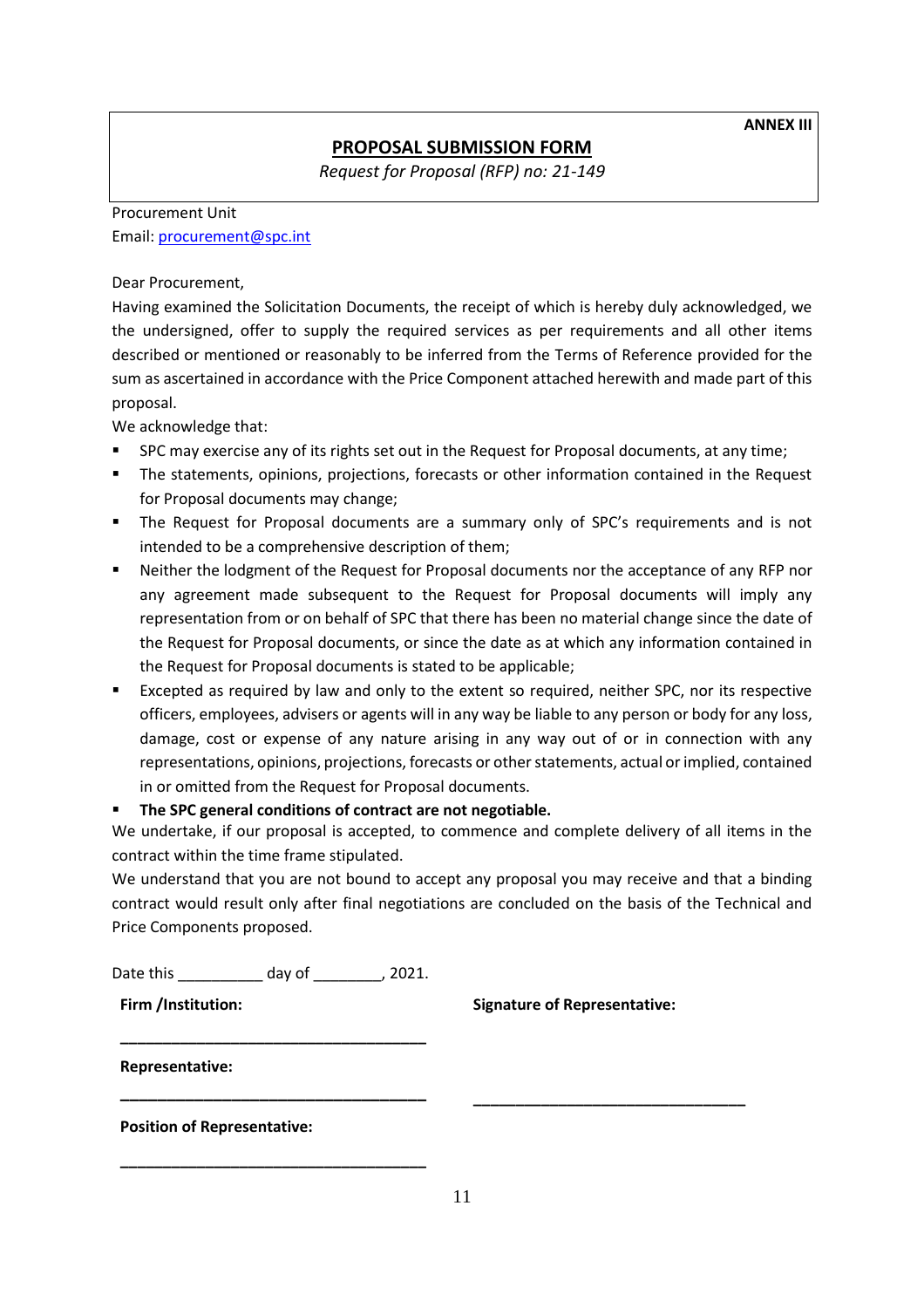**ANNEX III**

## PROPOSAL SUBMISSION FORM

*Request for Proposal (RFP) no: 21-149*

Procurement Unit
Email: procurement@spc.int

Dear Procurement,

Having examined the Solicitation Documents, the receipt of which is hereby duly acknowledged, we the undersigned, offer to supply the required services as per requirements and all other items described or mentioned or reasonably to be inferred from the Terms of Reference provided for the sum as ascertained in accordance with the Price Component attached herewith and made part of this proposal.

We acknowledge that:

- SPC may exercise any of its rights set out in the Request for Proposal documents, at any time;
- The statements, opinions, projections, forecasts or other information contained in the Request for Proposal documents may change;
- The Request for Proposal documents are a summary only of SPC's requirements and is not intended to be a comprehensive description of them;
- Neither the lodgment of the Request for Proposal documents nor the acceptance of any RFP nor any agreement made subsequent to the Request for Proposal documents will imply any representation from or on behalf of SPC that there has been no material change since the date of the Request for Proposal documents, or since the date as at which any information contained in the Request for Proposal documents is stated to be applicable;
- Excepted as required by law and only to the extent so required, neither SPC, nor its respective officers, employees, advisers or agents will in any way be liable to any person or body for any loss, damage, cost or expense of any nature arising in any way out of or in connection with any representations, opinions, projections, forecasts or other statements, actual or implied, contained in or omitted from the Request for Proposal documents.
- **The SPC general conditions of contract are not negotiable.**

We undertake, if our proposal is accepted, to commence and complete delivery of all items in the contract within the time frame stipulated.

We understand that you are not bound to accept any proposal you may receive and that a binding contract would result only after final negotiations are concluded on the basis of the Technical and Price Components proposed.

Date this __________ day of ________, 2021.

**Firm /Institution:**

____________________________________

**Representative:**

____________________________________

**Position of Representative:**

____________________________________

**Signature of Representative:**

____________________________________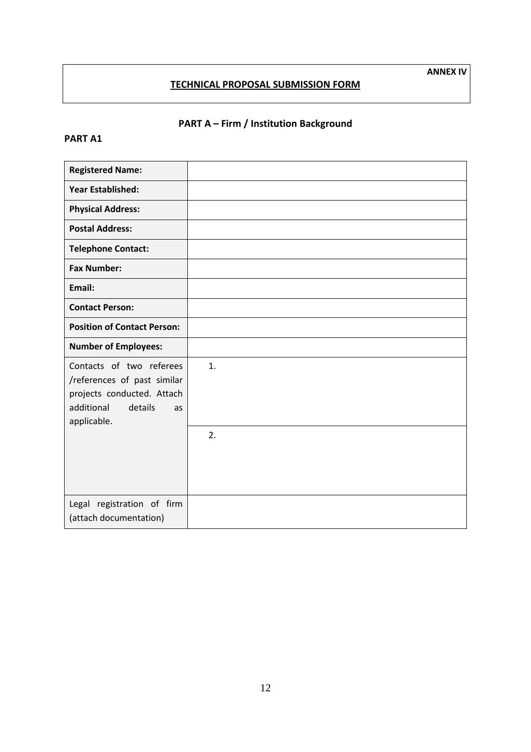**ANNEX IV**

**TECHNICAL PROPOSAL SUBMISSION FORM**

## PART A – Firm / Institution Background

### PART A1

| | |
|---|---|
| **Registered Name:** | |
| **Year Established:** | |
| **Physical Address:** | |
| **Postal Address:** | |
| **Telephone Contact:** | |
| **Fax Number:** | |
| **Email:** | |
| **Contact Person:** | |
| **Position of Contact Person:** | |
| **Number of Employees:** | |
| Contacts of two referees /references of past similar projects conducted. Attach additional details as applicable. | 1. |
| | 2. |
| Legal registration of firm (attach documentation) | |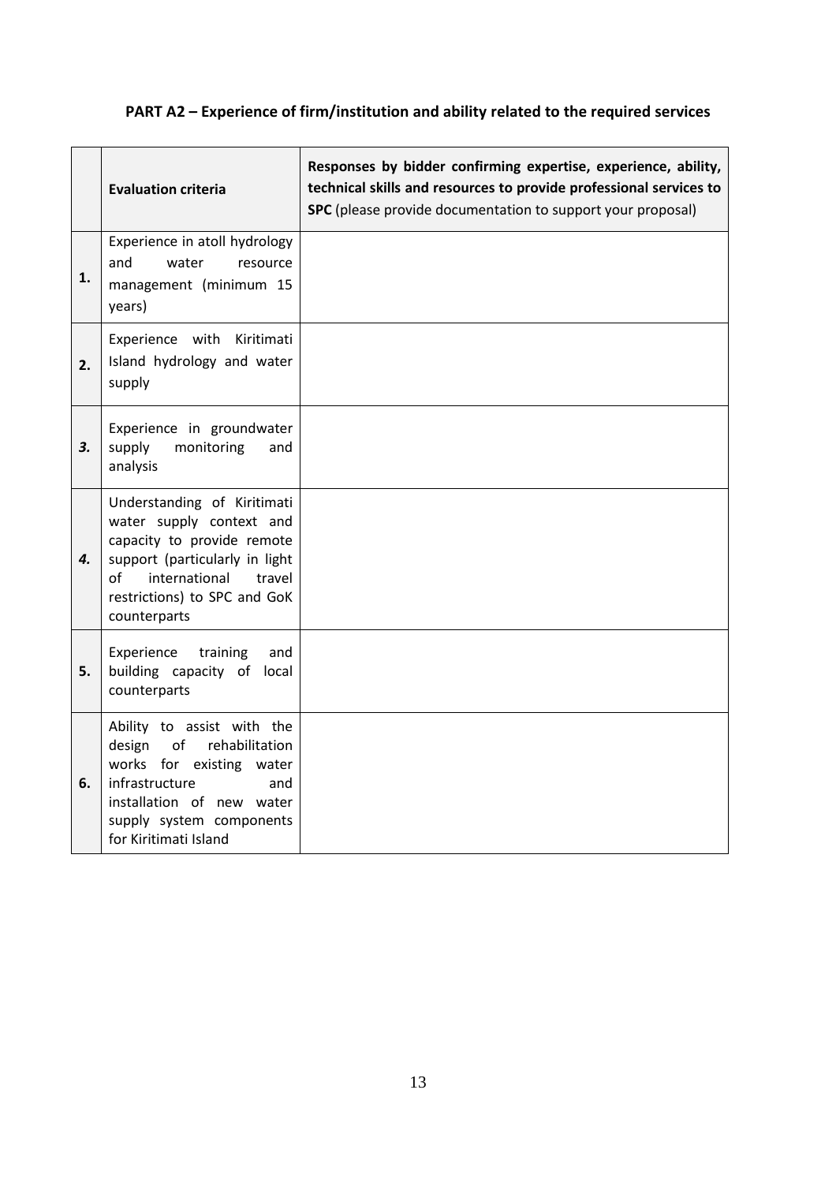**PART A2 – Experience of firm/institution and ability related to the required services**

| | **Evaluation criteria** | **Responses by bidder confirming expertise, experience, ability, technical skills and resources to provide professional services to SPC** (please provide documentation to support your proposal) |
|---|---|---|
| **1.** | Experience in atoll hydrology and water resource management (minimum 15 years) | |
| **2.** | Experience with Kiritimati Island hydrology and water supply | |
| ***3.*** | Experience in groundwater supply monitoring and analysis | |
| ***4.*** | Understanding of Kiritimati water supply context and capacity to provide remote support (particularly in light of international travel restrictions) to SPC and GoK counterparts | |
| **5.** | Experience training and building capacity of local counterparts | |
| **6.** | Ability to assist with the design of rehabilitation works for existing water infrastructure and installation of new water supply system components for Kiritimati Island | |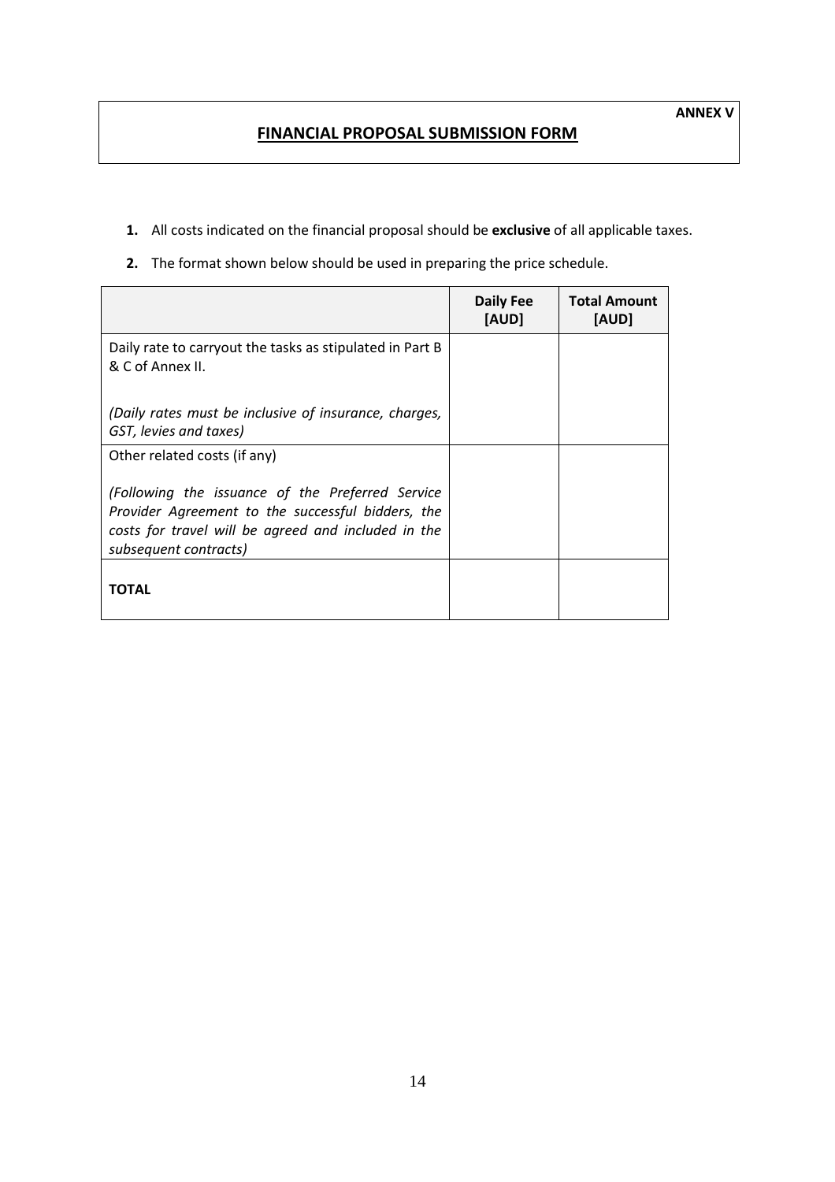**ANNEX V**

# FINANCIAL PROPOSAL SUBMISSION FORM

1. All costs indicated on the financial proposal should be **exclusive** of all applicable taxes.
2. The format shown below should be used in preparing the price schedule.

| | Daily Fee [AUD] | Total Amount [AUD] |
|---|---|---|
| Daily rate to carryout the tasks as stipulated in Part B & C of Annex II.<br><br>*(Daily rates must be inclusive of insurance, charges, GST, levies and taxes)* | | |
| Other related costs (if any)<br><br>*(Following the issuance of the Preferred Service Provider Agreement to the successful bidders, the costs for travel will be agreed and included in the subsequent contracts)* | | |
| **TOTAL** | | |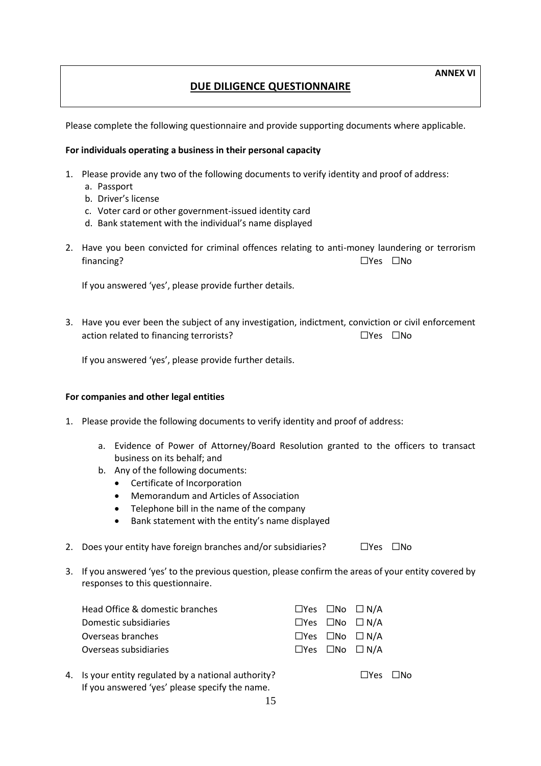**ANNEX VI**

# DUE DILIGENCE QUESTIONNAIRE

Please complete the following questionnaire and provide supporting documents where applicable.

**For individuals operating a business in their personal capacity**

1. Please provide any two of the following documents to verify identity and proof of address:
   a. Passport
   b. Driver's license
   c. Voter card or other government-issued identity card
   d. Bank statement with the individual's name displayed

2. Have you been convicted for criminal offences relating to anti-money laundering or terrorism financing? ☐Yes ☐No

   If you answered 'yes', please provide further details.

3. Have you ever been the subject of any investigation, indictment, conviction or civil enforcement action related to financing terrorists? ☐Yes ☐No

   If you answered 'yes', please provide further details.

**For companies and other legal entities**

1. Please provide the following documents to verify identity and proof of address:

   a. Evidence of Power of Attorney/Board Resolution granted to the officers to transact business on its behalf; and
   b. Any of the following documents:
      - Certificate of Incorporation
      - Memorandum and Articles of Association
      - Telephone bill in the name of the company
      - Bank statement with the entity's name displayed

2. Does your entity have foreign branches and/or subsidiaries? ☐Yes ☐No

3. If you answered 'yes' to the previous question, please confirm the areas of your entity covered by responses to this questionnaire.

   | | | | |
   |---|---|---|---|
   | Head Office & domestic branches | ☐Yes | ☐No | ☐ N/A |
   | Domestic subsidiaries | ☐Yes | ☐No | ☐ N/A |
   | Overseas branches | ☐Yes | ☐No | ☐ N/A |
   | Overseas subsidiaries | ☐Yes | ☐No | ☐ N/A |

4. Is your entity regulated by a national authority? ☐Yes ☐No
   If you answered 'yes' please specify the name.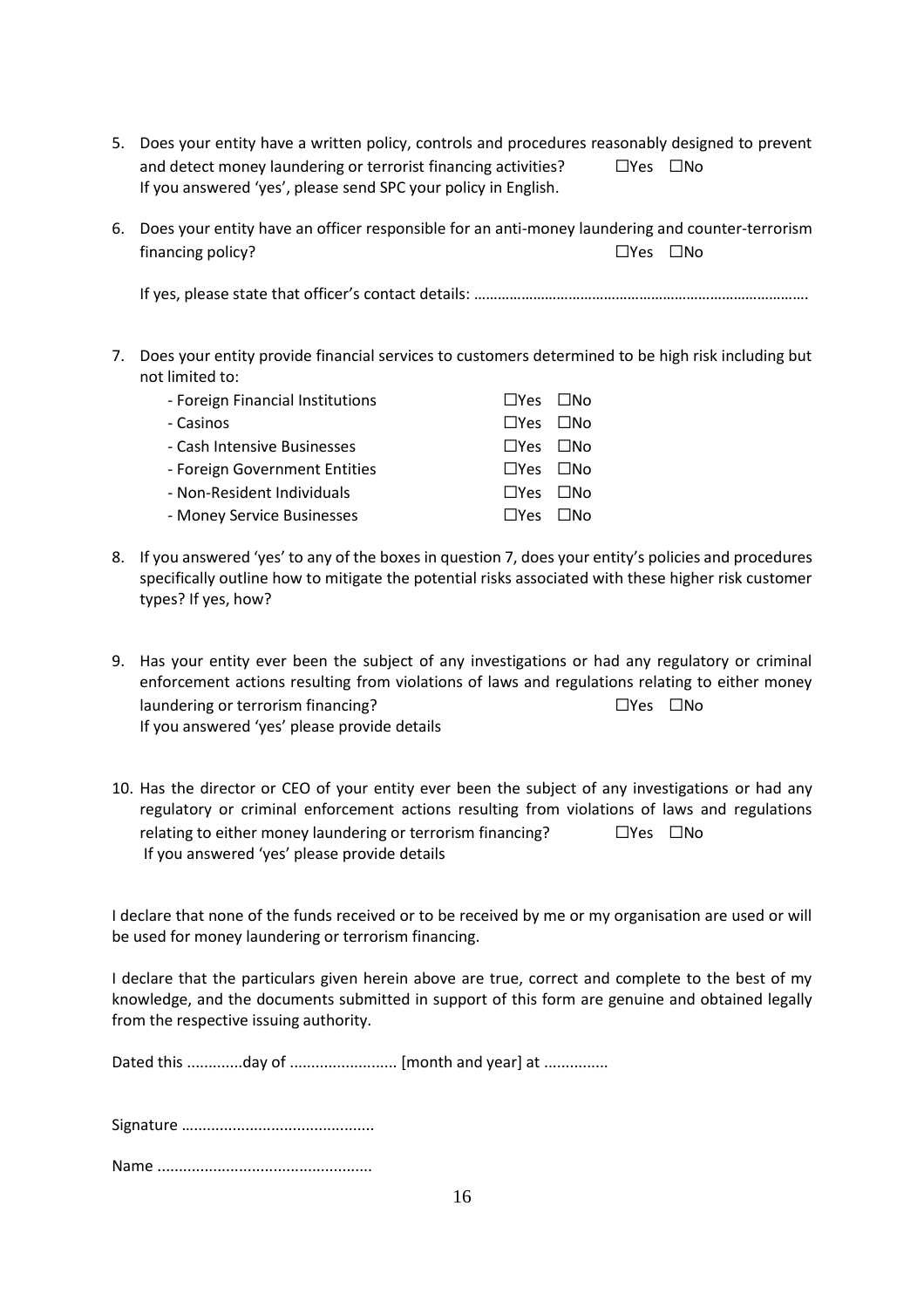5. Does your entity have a written policy, controls and procedures reasonably designed to prevent and detect money laundering or terrorist financing activities? ☐Yes ☐No
   If you answered 'yes', please send SPC your policy in English.

6. Does your entity have an officer responsible for an anti-money laundering and counter-terrorism financing policy? ☐Yes ☐No

   If yes, please state that officer's contact details: ………………………………………………………………………….

7. Does your entity provide financial services to customers determined to be high risk including but not limited to:

   - Foreign Financial Institutions ☐Yes ☐No
   - Casinos ☐Yes ☐No
   - Cash Intensive Businesses ☐Yes ☐No
   - Foreign Government Entities ☐Yes ☐No
   - Non-Resident Individuals ☐Yes ☐No
   - Money Service Businesses ☐Yes ☐No

8. If you answered 'yes' to any of the boxes in question 7, does your entity's policies and procedures specifically outline how to mitigate the potential risks associated with these higher risk customer types? If yes, how?

9. Has your entity ever been the subject of any investigations or had any regulatory or criminal enforcement actions resulting from violations of laws and regulations relating to either money laundering or terrorism financing? ☐Yes ☐No
   If you answered 'yes' please provide details

10. Has the director or CEO of your entity ever been the subject of any investigations or had any regulatory or criminal enforcement actions resulting from violations of laws and regulations relating to either money laundering or terrorism financing? ☐Yes ☐No
    If you answered 'yes' please provide details

I declare that none of the funds received or to be received by me or my organisation are used or will be used for money laundering or terrorism financing.

I declare that the particulars given herein above are true, correct and complete to the best of my knowledge, and the documents submitted in support of this form are genuine and obtained legally from the respective issuing authority.

Dated this .............day of ......................... [month and year] at ...............

Signature …..........................................

Name .................................................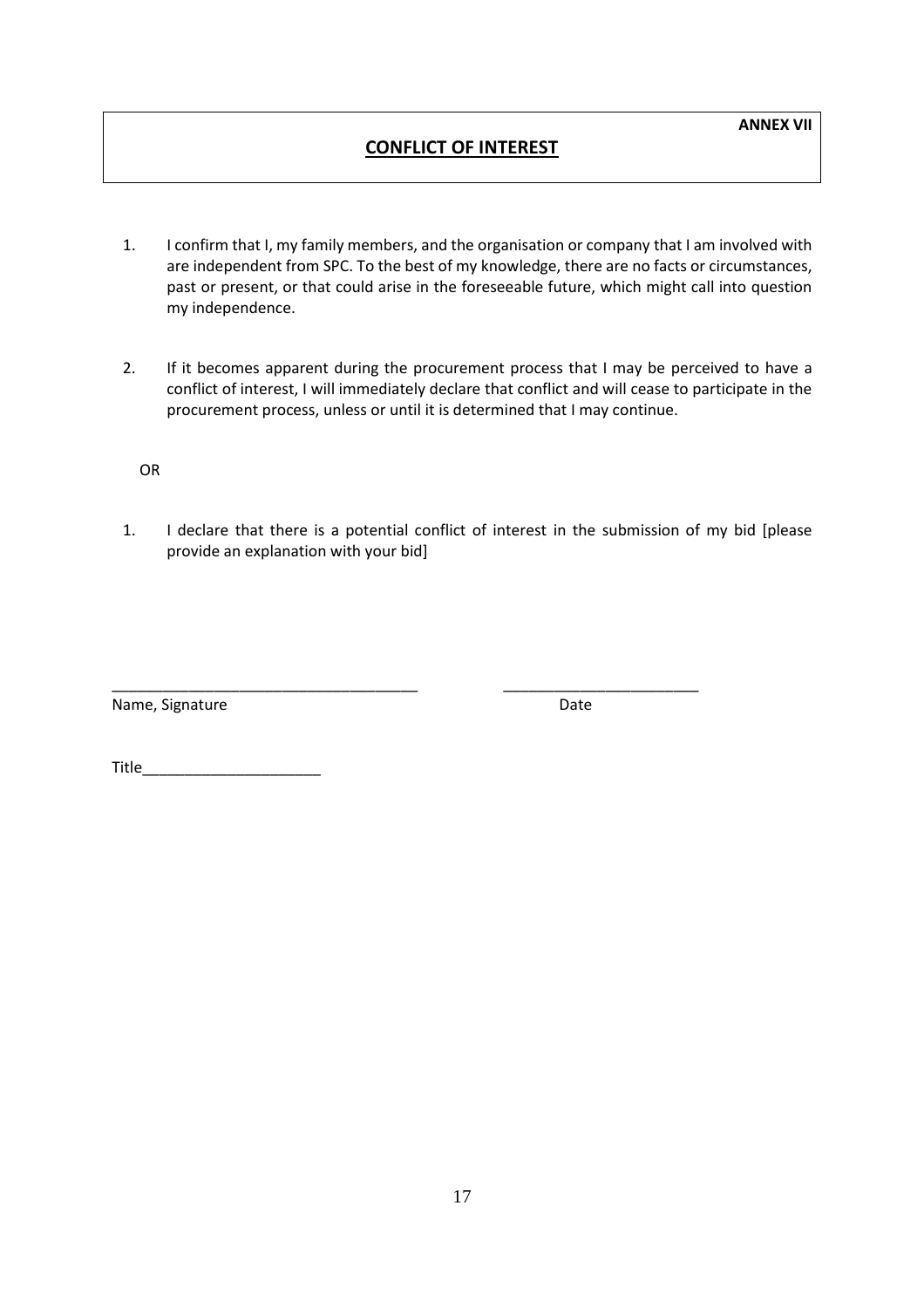**ANNEX VII**

## CONFLICT OF INTEREST

1. I confirm that I, my family members, and the organisation or company that I am involved with are independent from SPC. To the best of my knowledge, there are no facts or circumstances, past or present, or that could arise in the foreseeable future, which might call into question my independence.

2. If it becomes apparent during the procurement process that I may be perceived to have a conflict of interest, I will immediately declare that conflict and will cease to participate in the procurement process, unless or until it is determined that I may continue.

OR

1. I declare that there is a potential conflict of interest in the submission of my bid [please provide an explanation with your bid]

_____________________________________ ________________________

Name, Signature Date

Title_____________________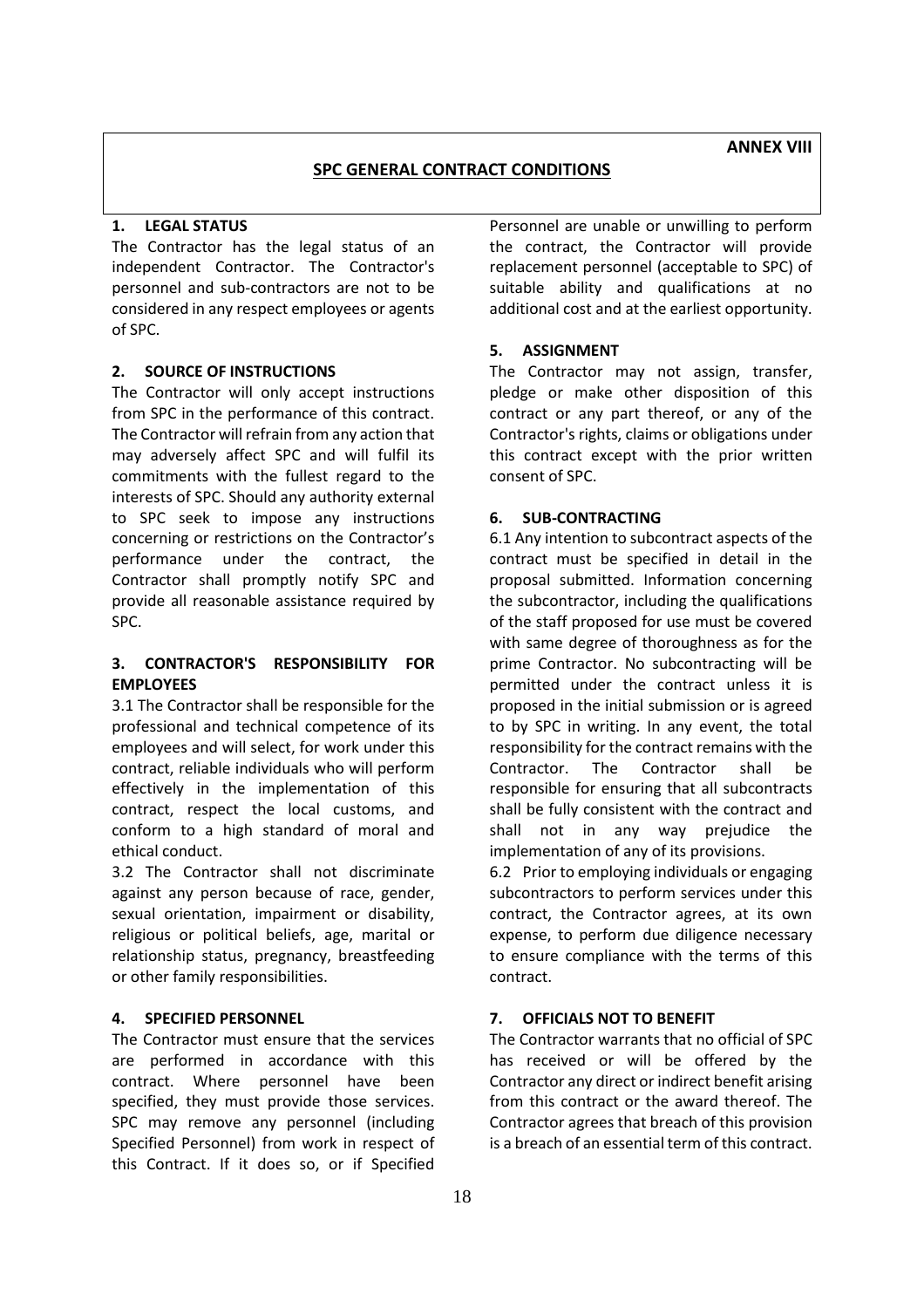**ANNEX VIII**

## SPC GENERAL CONTRACT CONDITIONS

### 1. LEGAL STATUS

The Contractor has the legal status of an independent Contractor. The Contractor's personnel and sub-contractors are not to be considered in any respect employees or agents of SPC.

### 2. SOURCE OF INSTRUCTIONS

The Contractor will only accept instructions from SPC in the performance of this contract. The Contractor will refrain from any action that may adversely affect SPC and will fulfil its commitments with the fullest regard to the interests of SPC. Should any authority external to SPC seek to impose any instructions concerning or restrictions on the Contractor's performance under the contract, the Contractor shall promptly notify SPC and provide all reasonable assistance required by SPC.

### 3. CONTRACTOR'S RESPONSIBILITY FOR EMPLOYEES

3.1 The Contractor shall be responsible for the professional and technical competence of its employees and will select, for work under this contract, reliable individuals who will perform effectively in the implementation of this contract, respect the local customs, and conform to a high standard of moral and ethical conduct.

3.2 The Contractor shall not discriminate against any person because of race, gender, sexual orientation, impairment or disability, religious or political beliefs, age, marital or relationship status, pregnancy, breastfeeding or other family responsibilities.

### 4. SPECIFIED PERSONNEL

The Contractor must ensure that the services are performed in accordance with this contract. Where personnel have been specified, they must provide those services. SPC may remove any personnel (including Specified Personnel) from work in respect of this Contract. If it does so, or if Specified Personnel are unable or unwilling to perform the contract, the Contractor will provide replacement personnel (acceptable to SPC) of suitable ability and qualifications at no additional cost and at the earliest opportunity.

### 5. ASSIGNMENT

The Contractor may not assign, transfer, pledge or make other disposition of this contract or any part thereof, or any of the Contractor's rights, claims or obligations under this contract except with the prior written consent of SPC.

### 6. SUB-CONTRACTING

6.1 Any intention to subcontract aspects of the contract must be specified in detail in the proposal submitted. Information concerning the subcontractor, including the qualifications of the staff proposed for use must be covered with same degree of thoroughness as for the prime Contractor. No subcontracting will be permitted under the contract unless it is proposed in the initial submission or is agreed to by SPC in writing. In any event, the total responsibility for the contract remains with the Contractor. The Contractor shall be responsible for ensuring that all subcontracts shall be fully consistent with the contract and shall not in any way prejudice the implementation of any of its provisions.

6.2 Prior to employing individuals or engaging subcontractors to perform services under this contract, the Contractor agrees, at its own expense, to perform due diligence necessary to ensure compliance with the terms of this contract.

### 7. OFFICIALS NOT TO BENEFIT

The Contractor warrants that no official of SPC has received or will be offered by the Contractor any direct or indirect benefit arising from this contract or the award thereof. The Contractor agrees that breach of this provision is a breach of an essential term of this contract.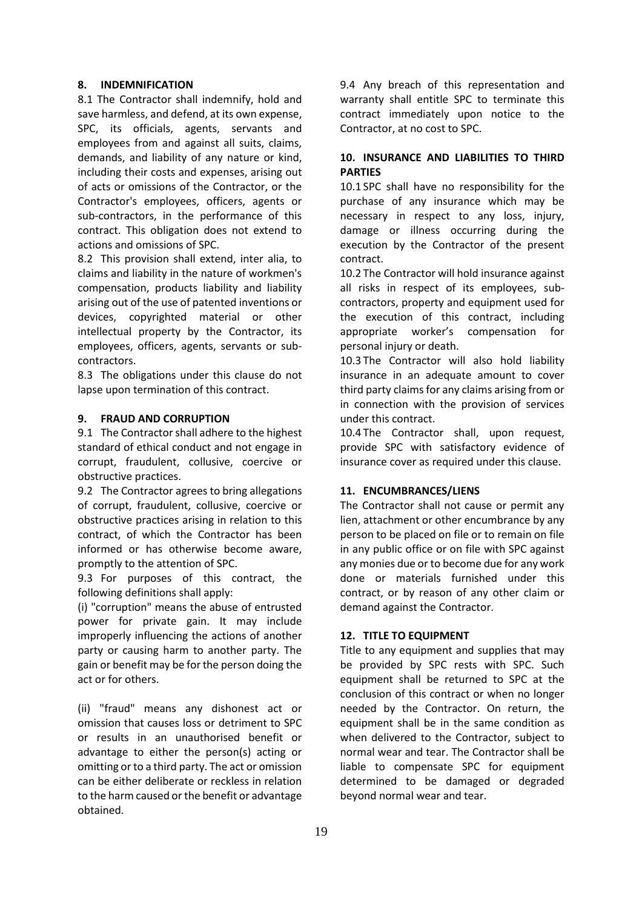## 8. INDEMNIFICATION

8.1 The Contractor shall indemnify, hold and save harmless, and defend, at its own expense, SPC, its officials, agents, servants and employees from and against all suits, claims, demands, and liability of any nature or kind, including their costs and expenses, arising out of acts or omissions of the Contractor, or the Contractor's employees, officers, agents or sub-contractors, in the performance of this contract. This obligation does not extend to actions and omissions of SPC.

8.2 This provision shall extend, inter alia, to claims and liability in the nature of workmen's compensation, products liability and liability arising out of the use of patented inventions or devices, copyrighted material or other intellectual property by the Contractor, its employees, officers, agents, servants or sub-contractors.

8.3 The obligations under this clause do not lapse upon termination of this contract.

## 9. FRAUD AND CORRUPTION

9.1 The Contractor shall adhere to the highest standard of ethical conduct and not engage in corrupt, fraudulent, collusive, coercive or obstructive practices.

9.2 The Contractor agrees to bring allegations of corrupt, fraudulent, collusive, coercive or obstructive practices arising in relation to this contract, of which the Contractor has been informed or has otherwise become aware, promptly to the attention of SPC.

9.3 For purposes of this contract, the following definitions shall apply:

(i) "corruption" means the abuse of entrusted power for private gain. It may include improperly influencing the actions of another party or causing harm to another party. The gain or benefit may be for the person doing the act or for others.

(ii) "fraud" means any dishonest act or omission that causes loss or detriment to SPC or results in an unauthorised benefit or advantage to either the person(s) acting or omitting or to a third party. The act or omission can be either deliberate or reckless in relation to the harm caused or the benefit or advantage obtained.

9.4 Any breach of this representation and warranty shall entitle SPC to terminate this contract immediately upon notice to the Contractor, at no cost to SPC.

## 10. INSURANCE AND LIABILITIES TO THIRD PARTIES

10.1 SPC shall have no responsibility for the purchase of any insurance which may be necessary in respect to any loss, injury, damage or illness occurring during the execution by the Contractor of the present contract.

10.2 The Contractor will hold insurance against all risks in respect of its employees, sub-contractors, property and equipment used for the execution of this contract, including appropriate worker's compensation for personal injury or death.

10.3 The Contractor will also hold liability insurance in an adequate amount to cover third party claims for any claims arising from or in connection with the provision of services under this contract.

10.4 The Contractor shall, upon request, provide SPC with satisfactory evidence of insurance cover as required under this clause.

## 11. ENCUMBRANCES/LIENS

The Contractor shall not cause or permit any lien, attachment or other encumbrance by any person to be placed on file or to remain on file in any public office or on file with SPC against any monies due or to become due for any work done or materials furnished under this contract, or by reason of any other claim or demand against the Contractor.

## 12. TITLE TO EQUIPMENT

Title to any equipment and supplies that may be provided by SPC rests with SPC. Such equipment shall be returned to SPC at the conclusion of this contract or when no longer needed by the Contractor. On return, the equipment shall be in the same condition as when delivered to the Contractor, subject to normal wear and tear. The Contractor shall be liable to compensate SPC for equipment determined to be damaged or degraded beyond normal wear and tear.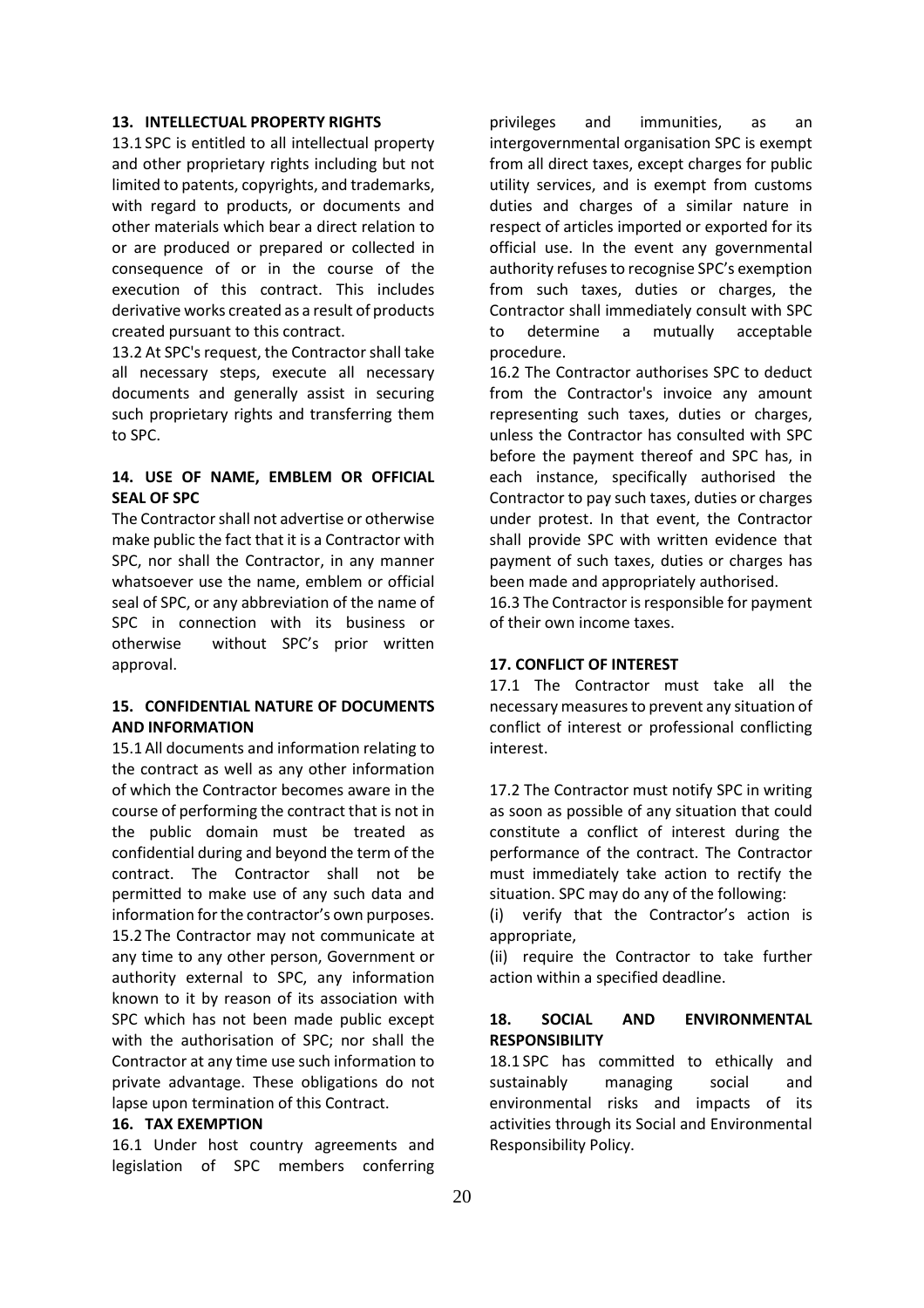## 13. INTELLECTUAL PROPERTY RIGHTS

13.1 SPC is entitled to all intellectual property and other proprietary rights including but not limited to patents, copyrights, and trademarks, with regard to products, or documents and other materials which bear a direct relation to or are produced or prepared or collected in consequence of or in the course of the execution of this contract. This includes derivative works created as a result of products created pursuant to this contract.

13.2 At SPC's request, the Contractor shall take all necessary steps, execute all necessary documents and generally assist in securing such proprietary rights and transferring them to SPC.

## 14. USE OF NAME, EMBLEM OR OFFICIAL SEAL OF SPC

The Contractor shall not advertise or otherwise make public the fact that it is a Contractor with SPC, nor shall the Contractor, in any manner whatsoever use the name, emblem or official seal of SPC, or any abbreviation of the name of SPC in connection with its business or otherwise without SPC's prior written approval.

## 15. CONFIDENTIAL NATURE OF DOCUMENTS AND INFORMATION

15.1 All documents and information relating to the contract as well as any other information of which the Contractor becomes aware in the course of performing the contract that is not in the public domain must be treated as confidential during and beyond the term of the contract. The Contractor shall not be permitted to make use of any such data and information for the contractor's own purposes.

15.2 The Contractor may not communicate at any time to any other person, Government or authority external to SPC, any information known to it by reason of its association with SPC which has not been made public except with the authorisation of SPC; nor shall the Contractor at any time use such information to private advantage. These obligations do not lapse upon termination of this Contract.

## 16. TAX EXEMPTION

16.1 Under host country agreements and legislation of SPC members conferring privileges and immunities, as an intergovernmental organisation SPC is exempt from all direct taxes, except charges for public utility services, and is exempt from customs duties and charges of a similar nature in respect of articles imported or exported for its official use. In the event any governmental authority refuses to recognise SPC's exemption from such taxes, duties or charges, the Contractor shall immediately consult with SPC to determine a mutually acceptable procedure.

16.2 The Contractor authorises SPC to deduct from the Contractor's invoice any amount representing such taxes, duties or charges, unless the Contractor has consulted with SPC before the payment thereof and SPC has, in each instance, specifically authorised the Contractor to pay such taxes, duties or charges under protest. In that event, the Contractor shall provide SPC with written evidence that payment of such taxes, duties or charges has been made and appropriately authorised.

16.3 The Contractor is responsible for payment of their own income taxes.

## 17. CONFLICT OF INTEREST

17.1 The Contractor must take all the necessary measures to prevent any situation of conflict of interest or professional conflicting interest.

17.2 The Contractor must notify SPC in writing as soon as possible of any situation that could constitute a conflict of interest during the performance of the contract. The Contractor must immediately take action to rectify the situation. SPC may do any of the following:

(i) verify that the Contractor's action is appropriate,

(ii) require the Contractor to take further action within a specified deadline.

## 18. SOCIAL AND ENVIRONMENTAL RESPONSIBILITY

18.1 SPC has committed to ethically and sustainably managing social and environmental risks and impacts of its activities through its Social and Environmental Responsibility Policy.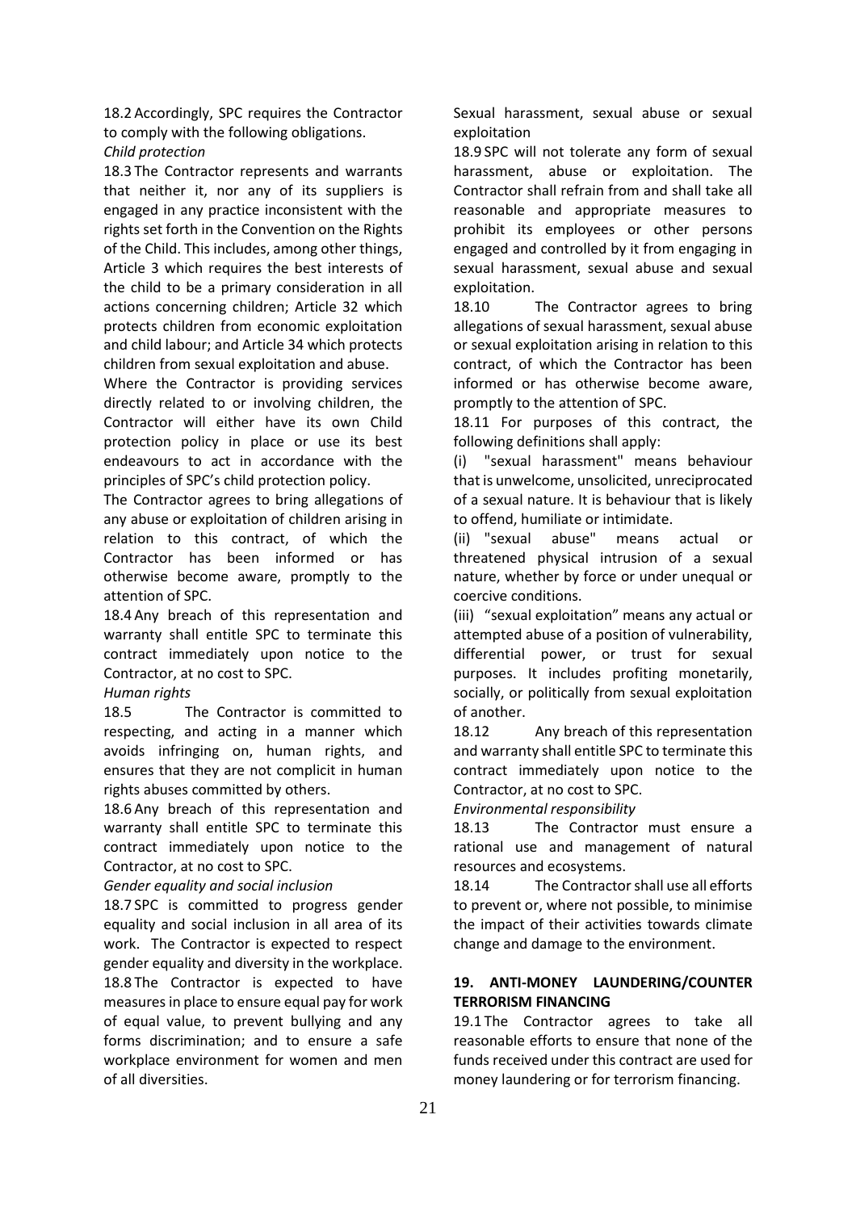18.2 Accordingly, SPC requires the Contractor to comply with the following obligations.

*Child protection*

18.3 The Contractor represents and warrants that neither it, nor any of its suppliers is engaged in any practice inconsistent with the rights set forth in the Convention on the Rights of the Child. This includes, among other things, Article 3 which requires the best interests of the child to be a primary consideration in all actions concerning children; Article 32 which protects children from economic exploitation and child labour; and Article 34 which protects children from sexual exploitation and abuse.

Where the Contractor is providing services directly related to or involving children, the Contractor will either have its own Child protection policy in place or use its best endeavours to act in accordance with the principles of SPC's child protection policy.

The Contractor agrees to bring allegations of any abuse or exploitation of children arising in relation to this contract, of which the Contractor has been informed or has otherwise become aware, promptly to the attention of SPC.

18.4 Any breach of this representation and warranty shall entitle SPC to terminate this contract immediately upon notice to the Contractor, at no cost to SPC.

*Human rights*

18.5 The Contractor is committed to respecting, and acting in a manner which avoids infringing on, human rights, and ensures that they are not complicit in human rights abuses committed by others.

18.6 Any breach of this representation and warranty shall entitle SPC to terminate this contract immediately upon notice to the Contractor, at no cost to SPC.

*Gender equality and social inclusion*

18.7 SPC is committed to progress gender equality and social inclusion in all area of its work. The Contractor is expected to respect gender equality and diversity in the workplace.

18.8 The Contractor is expected to have measures in place to ensure equal pay for work of equal value, to prevent bullying and any forms discrimination; and to ensure a safe workplace environment for women and men of all diversities.

*Sexual harassment, sexual abuse or sexual exploitation*

18.9 SPC will not tolerate any form of sexual harassment, abuse or exploitation. The Contractor shall refrain from and shall take all reasonable and appropriate measures to prohibit its employees or other persons engaged and controlled by it from engaging in sexual harassment, sexual abuse and sexual exploitation.

18.10 The Contractor agrees to bring allegations of sexual harassment, sexual abuse or sexual exploitation arising in relation to this contract, of which the Contractor has been informed or has otherwise become aware, promptly to the attention of SPC.

18.11 For purposes of this contract, the following definitions shall apply:

(i) "sexual harassment" means behaviour that is unwelcome, unsolicited, unreciprocated of a sexual nature. It is behaviour that is likely to offend, humiliate or intimidate.

(ii) "sexual abuse" means actual or threatened physical intrusion of a sexual nature, whether by force or under unequal or coercive conditions.

(iii) "sexual exploitation" means any actual or attempted abuse of a position of vulnerability, differential power, or trust for sexual purposes. It includes profiting monetarily, socially, or politically from sexual exploitation of another.

18.12 Any breach of this representation and warranty shall entitle SPC to terminate this contract immediately upon notice to the Contractor, at no cost to SPC.

*Environmental responsibility*

18.13 The Contractor must ensure a rational use and management of natural resources and ecosystems.

18.14 The Contractor shall use all efforts to prevent or, where not possible, to minimise the impact of their activities towards climate change and damage to the environment.

## 19. ANTI-MONEY LAUNDERING/COUNTER TERRORISM FINANCING

19.1 The Contractor agrees to take all reasonable efforts to ensure that none of the funds received under this contract are used for money laundering or for terrorism financing.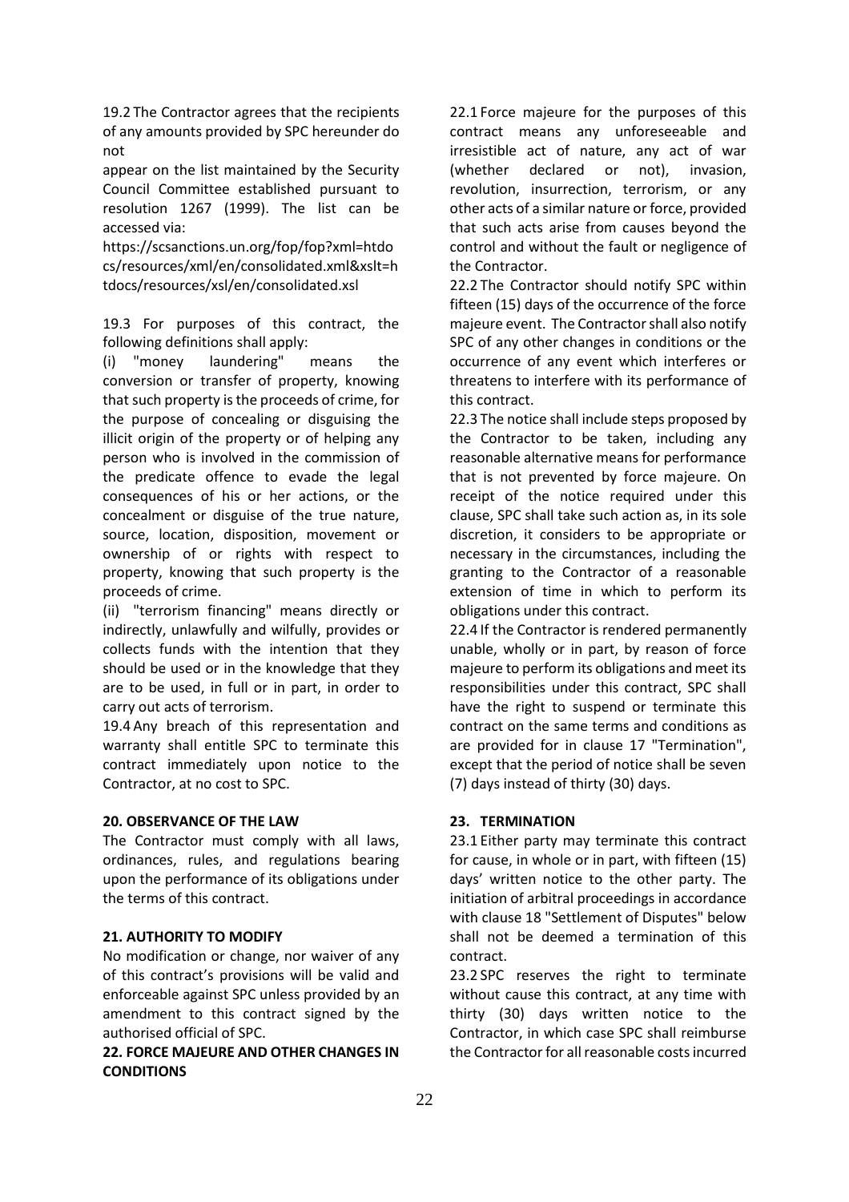19.2 The Contractor agrees that the recipients of any amounts provided by SPC hereunder do not

appear on the list maintained by the Security Council Committee established pursuant to resolution 1267 (1999). The list can be accessed via:

https://scsanctions.un.org/fop/fop?xml=htdocs/resources/xml/en/consolidated.xml&xslt=htdocs/resources/xsl/en/consolidated.xsl

19.3 For purposes of this contract, the following definitions shall apply:

(i) "money laundering" means the conversion or transfer of property, knowing that such property is the proceeds of crime, for the purpose of concealing or disguising the illicit origin of the property or of helping any person who is involved in the commission of the predicate offence to evade the legal consequences of his or her actions, or the concealment or disguise of the true nature, source, location, disposition, movement or ownership of or rights with respect to property, knowing that such property is the proceeds of crime.

(ii) "terrorism financing" means directly or indirectly, unlawfully and wilfully, provides or collects funds with the intention that they should be used or in the knowledge that they are to be used, in full or in part, in order to carry out acts of terrorism.

19.4 Any breach of this representation and warranty shall entitle SPC to terminate this contract immediately upon notice to the Contractor, at no cost to SPC.

**20. OBSERVANCE OF THE LAW**

The Contractor must comply with all laws, ordinances, rules, and regulations bearing upon the performance of its obligations under the terms of this contract.

**21. AUTHORITY TO MODIFY**

No modification or change, nor waiver of any of this contract's provisions will be valid and enforceable against SPC unless provided by an amendment to this contract signed by the authorised official of SPC.

**22. FORCE MAJEURE AND OTHER CHANGES IN CONDITIONS**

22.1 Force majeure for the purposes of this contract means any unforeseeable and irresistible act of nature, any act of war (whether declared or not), invasion, revolution, insurrection, terrorism, or any other acts of a similar nature or force, provided that such acts arise from causes beyond the control and without the fault or negligence of the Contractor.

22.2 The Contractor should notify SPC within fifteen (15) days of the occurrence of the force majeure event. The Contractor shall also notify SPC of any other changes in conditions or the occurrence of any event which interferes or threatens to interfere with its performance of this contract.

22.3 The notice shall include steps proposed by the Contractor to be taken, including any reasonable alternative means for performance that is not prevented by force majeure. On receipt of the notice required under this clause, SPC shall take such action as, in its sole discretion, it considers to be appropriate or necessary in the circumstances, including the granting to the Contractor of a reasonable extension of time in which to perform its obligations under this contract.

22.4 If the Contractor is rendered permanently unable, wholly or in part, by reason of force majeure to perform its obligations and meet its responsibilities under this contract, SPC shall have the right to suspend or terminate this contract on the same terms and conditions as are provided for in clause 17 "Termination", except that the period of notice shall be seven (7) days instead of thirty (30) days.

**23. TERMINATION**

23.1 Either party may terminate this contract for cause, in whole or in part, with fifteen (15) days' written notice to the other party. The initiation of arbitral proceedings in accordance with clause 18 "Settlement of Disputes" below shall not be deemed a termination of this contract.

23.2 SPC reserves the right to terminate without cause this contract, at any time with thirty (30) days written notice to the Contractor, in which case SPC shall reimburse the Contractor for all reasonable costs incurred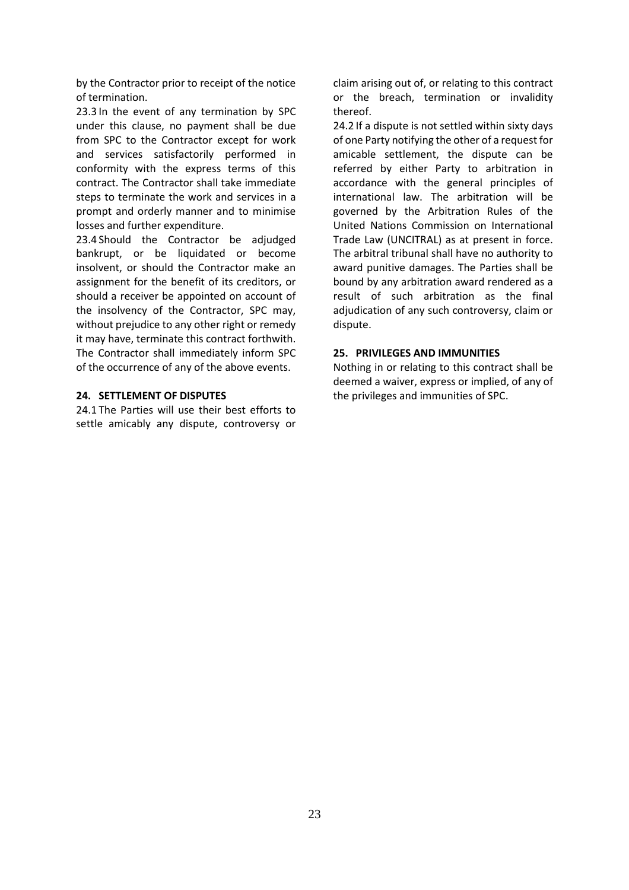by the Contractor prior to receipt of the notice of termination.

23.3 In the event of any termination by SPC under this clause, no payment shall be due from SPC to the Contractor except for work and services satisfactorily performed in conformity with the express terms of this contract. The Contractor shall take immediate steps to terminate the work and services in a prompt and orderly manner and to minimise losses and further expenditure.

23.4 Should the Contractor be adjudged bankrupt, or be liquidated or become insolvent, or should the Contractor make an assignment for the benefit of its creditors, or should a receiver be appointed on account of the insolvency of the Contractor, SPC may, without prejudice to any other right or remedy it may have, terminate this contract forthwith. The Contractor shall immediately inform SPC of the occurrence of any of the above events.

## 24. SETTLEMENT OF DISPUTES

24.1 The Parties will use their best efforts to settle amicably any dispute, controversy or claim arising out of, or relating to this contract or the breach, termination or invalidity thereof.

24.2 If a dispute is not settled within sixty days of one Party notifying the other of a request for amicable settlement, the dispute can be referred by either Party to arbitration in accordance with the general principles of international law. The arbitration will be governed by the Arbitration Rules of the United Nations Commission on International Trade Law (UNCITRAL) as at present in force. The arbitral tribunal shall have no authority to award punitive damages. The Parties shall be bound by any arbitration award rendered as a result of such arbitration as the final adjudication of any such controversy, claim or dispute.

## 25. PRIVILEGES AND IMMUNITIES

Nothing in or relating to this contract shall be deemed a waiver, express or implied, of any of the privileges and immunities of SPC.